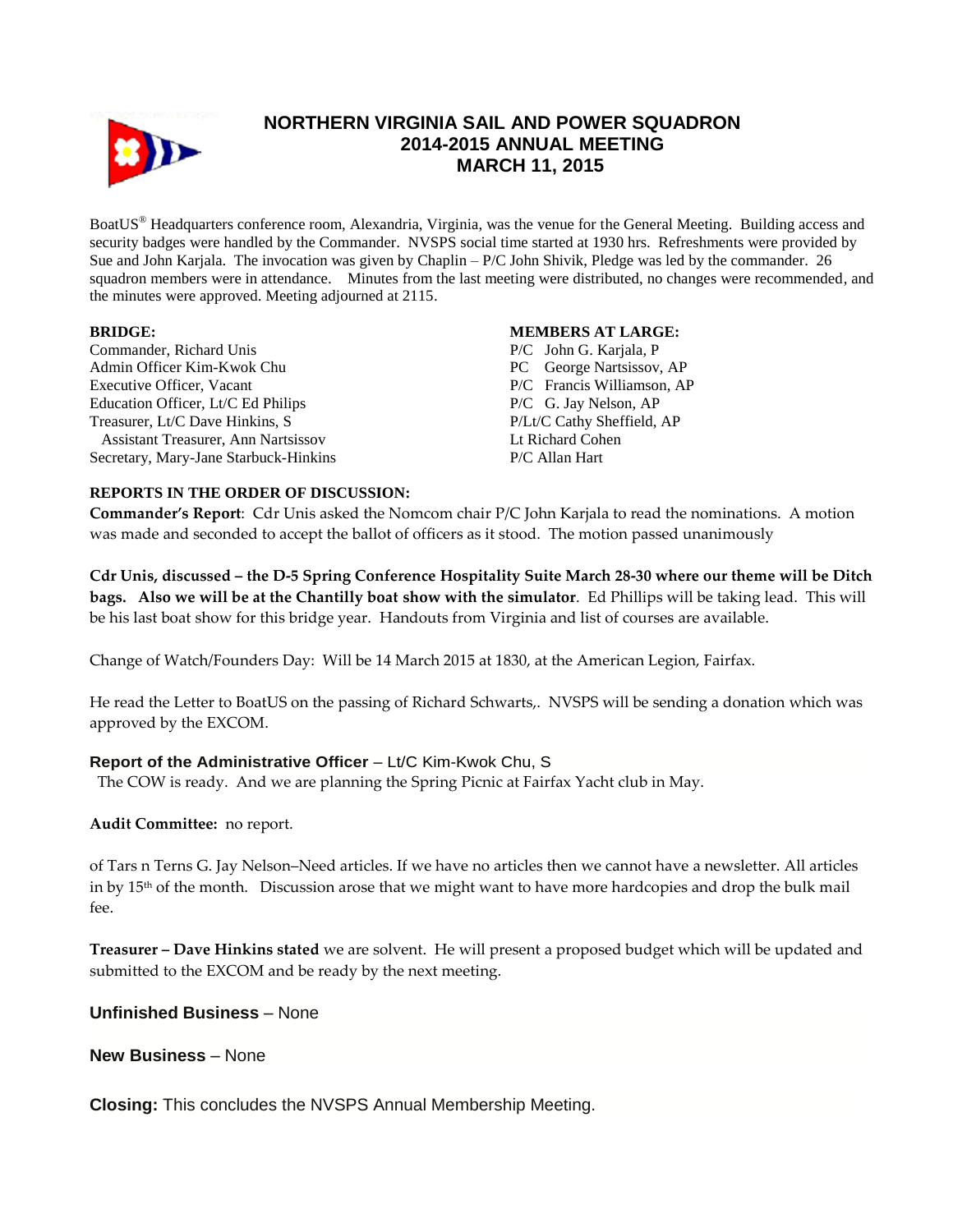# NORTHERN VIRGINIA SAIL AND POWER SQUADRON
## 2014-2015 ANNUAL MEETING
## MARCH 11, 2015

BoatUS® Headquarters conference room, Alexandria, Virginia, was the venue for the General Meeting. Building access and security badges were handled by the Commander. NVSPS social time started at 1930 hrs. Refreshments were provided by Sue and John Karjala. The invocation was given by Chaplin – P/C John Shivik, Pledge was led by the commander. 26 squadron members were in attendance. Minutes from the last meeting were distributed, no changes were recommended, and the minutes were approved. Meeting adjourned at 2115.

**BRIDGE:**

Commander, Richard Unis
Admin Officer Kim-Kwok Chu
Executive Officer, Vacant
Education Officer, Lt/C Ed Philips
Treasurer, Lt/C Dave Hinkins, S
Assistant Treasurer, Ann Nartsissov
Secretary, Mary-Jane Starbuck-Hinkins

**MEMBERS AT LARGE:**

P/C John G. Karjala, P
PC George Nartsissov, AP
P/C Francis Williamson, AP
P/C G. Jay Nelson, AP
P/Lt/C Cathy Sheffield, AP
Lt Richard Cohen
P/C Allan Hart

**REPORTS IN THE ORDER OF DISCUSSION:**

**Commander's Report**: Cdr Unis asked the Nomcom chair P/C John Karjala to read the nominations. A motion was made and seconded to accept the ballot of officers as it stood. The motion passed unanimously

**Cdr Unis, discussed – the D-5 Spring Conference Hospitality Suite March 28-30 where our theme will be Ditch bags. Also we will be at the Chantilly boat show with the simulator**. Ed Phillips will be taking lead. This will be his last boat show for this bridge year. Handouts from Virginia and list of courses are available.

Change of Watch/Founders Day: Will be 14 March 2015 at 1830, at the American Legion, Fairfax.

He read the Letter to BoatUS on the passing of Richard Schwarts,. NVSPS will be sending a donation which was approved by the EXCOM.

**Report of the Administrative Officer** – Lt/C Kim-Kwok Chu, S
The COW is ready. And we are planning the Spring Picnic at Fairfax Yacht club in May.

**Audit Committee:** no report.

of Tars n Terns G. Jay Nelson–Need articles. If we have no articles then we cannot have a newsletter. All articles in by 15th of the month. Discussion arose that we might want to have more hardcopies and drop the bulk mail fee.

**Treasurer – Dave Hinkins stated** we are solvent. He will present a proposed budget which will be updated and submitted to the EXCOM and be ready by the next meeting.

**Unfinished Business** – None

**New Business** – None

**Closing:** This concludes the NVSPS Annual Membership Meeting.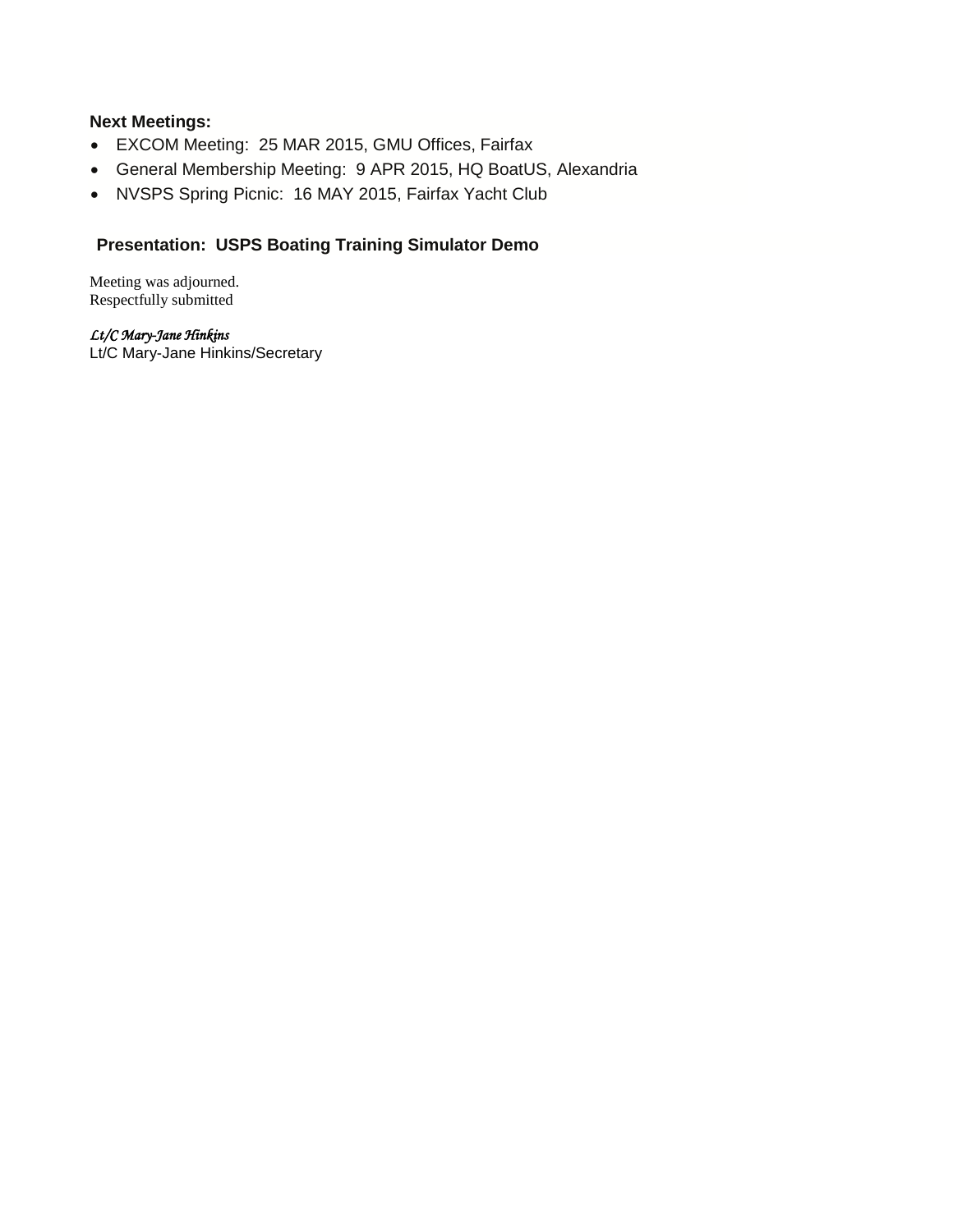**Next Meetings:**

- EXCOM Meeting:  25 MAR 2015, GMU Offices, Fairfax
- General Membership Meeting:  9 APR 2015, HQ BoatUS, Alexandria
- NVSPS Spring Picnic:  16 MAY 2015, Fairfax Yacht Club

**Presentation:  USPS Boating Training Simulator Demo**

Meeting was adjourned.
Respectfully submitted

*Lt/C Mary-Jane Hinkins*
Lt/C Mary-Jane Hinkins/Secretary